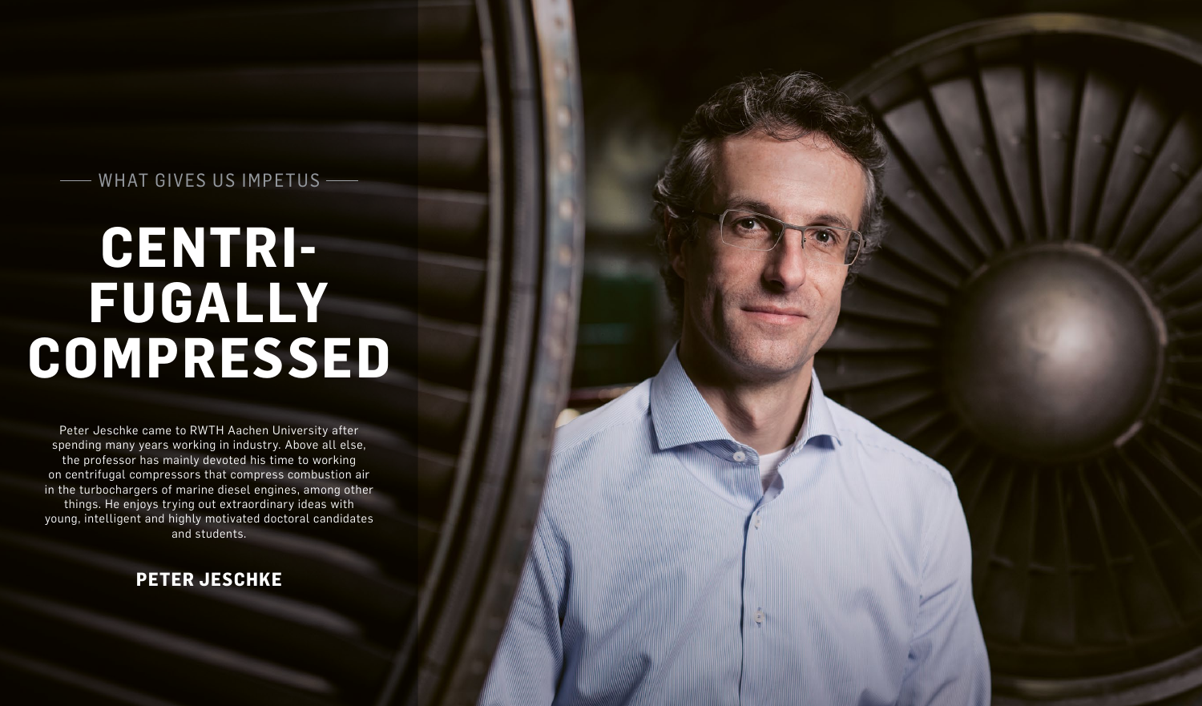WHAT GIVES US IMPETUS

# CENTRI-FUGALLY COMPRESSED

Peter Jeschke came to RWTH Aachen University after spending many years working in industry. Above all else, the professor has mainly devoted his time to working on centrifugal compressors that compress combustion air in the turbochargers of marine diesel engines, among other things. He enjoys trying out extraordinary ideas with young, intelligent and highly motivated doctoral candidates and students.

**PETER JESCHKE**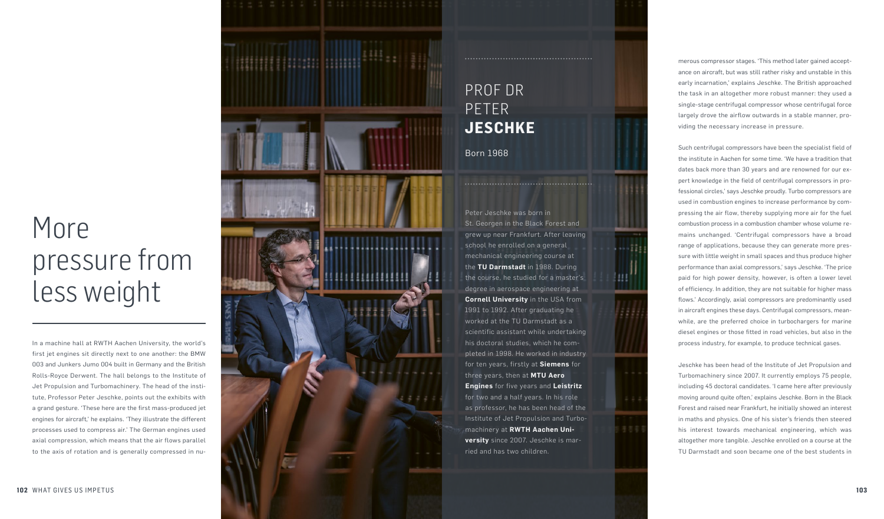# More pressure from less weight

In a machine hall at RWTH Aachen University, the world's first jet engines sit directly next to one another: the BMW 003 and Junkers Jumo 004 built in Germany and the British Rolls-Royce Derwent. The hall belongs to the Institute of Jet Propulsion and Turbomachinery. The head of the institute, Professor Peter Jeschke, points out the exhibits with a grand gesture. 'These here are the first mass-produced jet engines for aircraft,' he explains. 'They illustrate the different processes used to compress air.' The German engines used axial compression, which means that the air flows parallel to the axis of rotation and is generally compressed in numerous compressor stages. 'This method later gained acceptance on aircraft, but was still rather risky and unstable in this early incarnation,' explains Jeschke. The British approached the task in an altogether more robust manner: they used a single-stage centrifugal compressor whose centrifugal force largely drove the airflow outwards in a stable manner, providing the necessary increase in pressure.

## PROF DR PETER **JESCHKE**

Born 1968

Peter Jeschke was born in St. Georgen in the Black Forest and grew up near Frankfurt. After leaving school he enrolled on a general mechanical engineering course at the **TU Darmstadt** in 1988. During the course, he studied for a master's degree in aerospace engineering at **Cornell University** in the USA from 1991 to 1992. After graduating he worked at the TU Darmstadt as a scientific assistant while undertaking his doctoral studies, which he completed in 1998. He worked in industry for ten years, firstly at **Siemens** for three years, then at **MTU Aero Engines** for five years and **Leistritz** for two and a half years. In his role as professor, he has been head of the Institute of Jet Propulsion and Turbomachinery at **RWTH Aachen University** since 2007. Jeschke is married and has two children.

Such centrifugal compressors have been the specialist field of the institute in Aachen for some time. 'We have a tradition that dates back more than 30 years and are renowned for our expert knowledge in the field of centrifugal compressors in professional circles,' says Jeschke proudly. Turbo compressors are used in combustion engines to increase performance by compressing the air flow, thereby supplying more air for the fuel combustion process in a combustion chamber whose volume remains unchanged. 'Centrifugal compressors have a broad range of applications, because they can generate more pressure with little weight in small spaces and thus produce higher performance than axial compressors,' says Jeschke. 'The price paid for high power density, however, is often a lower level of efficiency. In addition, they are not suitable for higher mass flows.' Accordingly, axial compressors are predominantly used in aircraft engines these days. Centrifugal compressors, meanwhile, are the preferred choice in turbochargers for marine diesel engines or those fitted in road vehicles, but also in the process industry, for example, to produce technical gases.

Jeschke has been head of the Institute of Jet Propulsion and Turbomachinery since 2007. It currently employs 75 people, including 45 doctoral candidates. 'I came here after previously moving around quite often,' explains Jeschke. Born in the Black Forest and raised near Frankfurt, he initially showed an interest in maths and physics. One of his sister's friends then steered his interest towards mechanical engineering, which was altogether more tangible. Jeschke enrolled on a course at the TU Darmstadt and soon became one of the best students in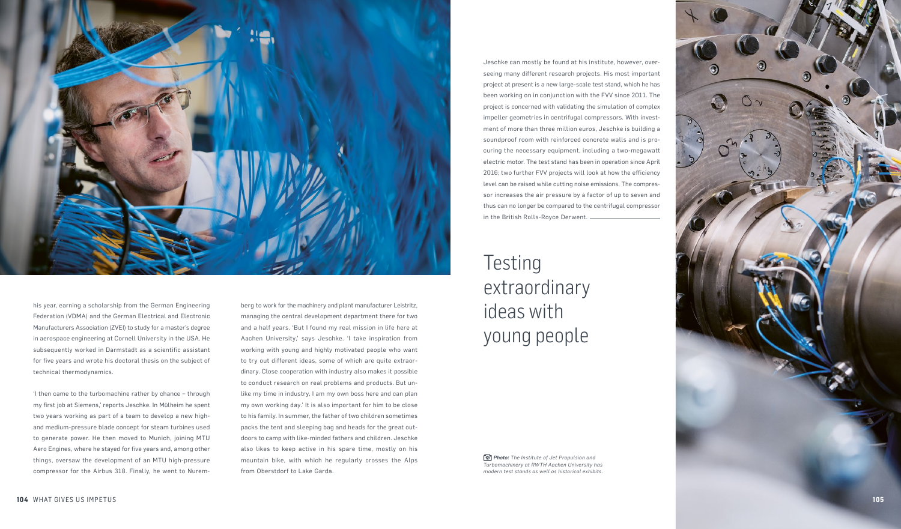his year, earning a scholarship from the German Engineering Federation (VDMA) and the German Electrical and Electronic Manufacturers Association (ZVEI) to study for a master's degree in aerospace engineering at Cornell University in the USA. He subsequently worked in Darmstadt as a scientific assistant for five years and wrote his doctoral thesis on the subject of technical thermodynamics.

'I then came to the turbomachine rather by chance – through my first job at Siemens,' reports Jeschke. In Mülheim he spent two years working as part of a team to develop a new high- and medium-pressure blade concept for steam turbines used to generate power. He then moved to Munich, joining MTU Aero Engines, where he stayed for five years and, among other things, oversaw the development of an MTU high-pressure compressor for the Airbus 318. Finally, he went to Nuremberg to work for the machinery and plant manufacturer Leistritz, managing the central development department there for two and a half years. 'But I found my real mission in life here at Aachen University,' says Jeschke. 'I take inspiration from working with young and highly motivated people who want to try out different ideas, some of which are quite extraordinary. Close cooperation with industry also makes it possible to conduct research on real problems and products. But unlike my time in industry, I am my own boss here and can plan my own working day.' It is also important for him to be close to his family. In summer, the father of two children sometimes packs the tent and sleeping bag and heads for the great outdoors to camp with like-minded fathers and children. Jeschke also likes to keep active in his spare time, mostly on his mountain bike, with which he regularly crosses the Alps from Oberstdorf to Lake Garda.

Jeschke can mostly be found at his institute, however, overseeing many different research projects. His most important project at present is a new large-scale test stand, which he has been working on in conjunction with the FVV since 2011. The project is concerned with validating the simulation of complex impeller geometries in centrifugal compressors. With investment of more than three million euros, Jeschke is building a soundproof room with reinforced concrete walls and is procuring the necessary equipment, including a two-megawatt electric motor. The test stand has been in operation since April 2016; two further FVV projects will look at how the efficiency level can be raised while cutting noise emissions. The compressor increases the air pressure by a factor of up to seven and thus can no longer be compared to the centrifugal compressor in the British Rolls-Royce Derwent.

# Testing extraordinary ideas with young people

***Photo:*** *The Institute of Jet Propulsion and Turbomachinery at RWTH Aachen University has modern test stands as well as historical exhibits.*